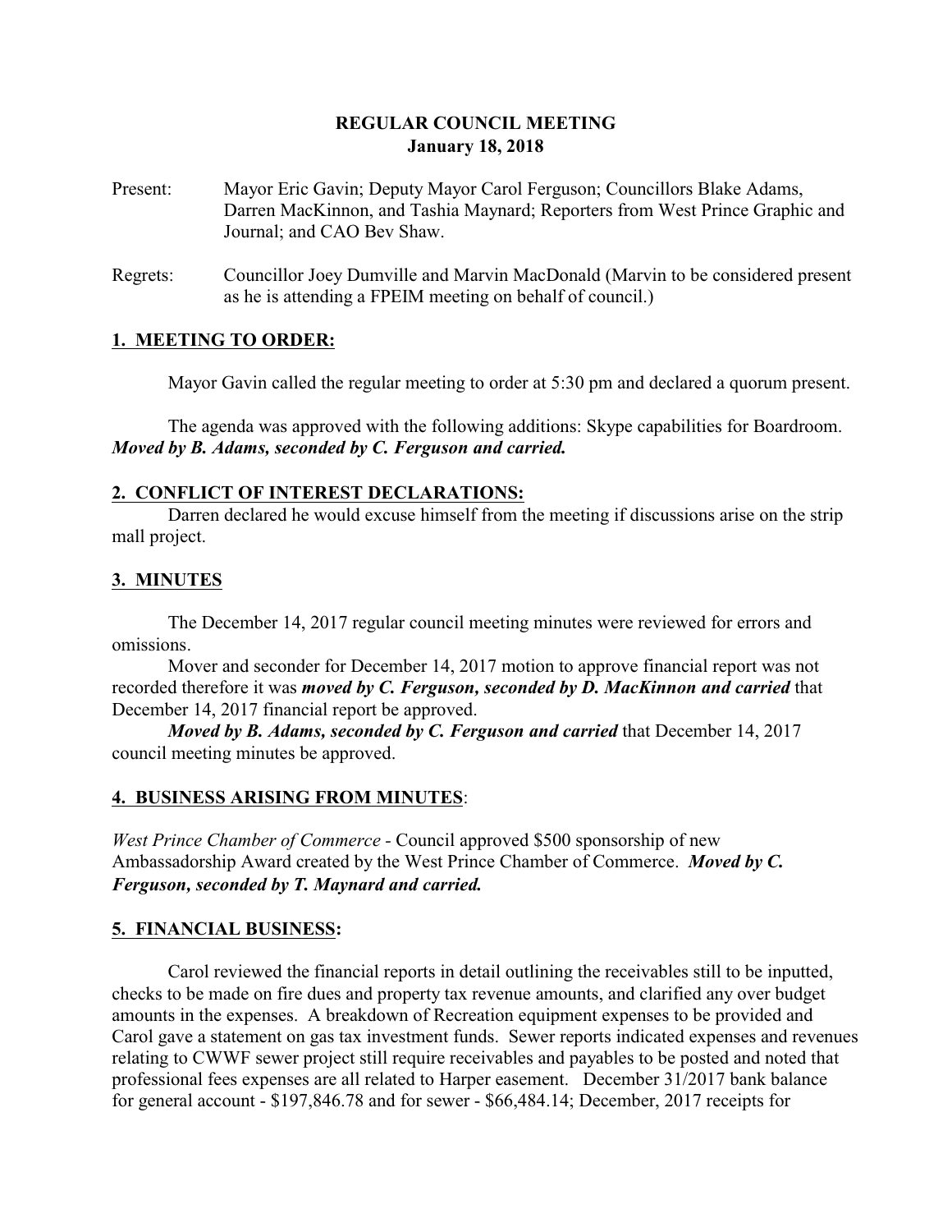**REGULAR COUNCIL MEETING**
**January 18, 2018**

Present: Mayor Eric Gavin; Deputy Mayor Carol Ferguson; Councillors Blake Adams, Darren MacKinnon, and Tashia Maynard; Reporters from West Prince Graphic and Journal; and CAO Bev Shaw.

Regrets: Councillor Joey Dumville and Marvin MacDonald (Marvin to be considered present as he is attending a FPEIM meeting on behalf of council.)

## 1. MEETING TO ORDER:

Mayor Gavin called the regular meeting to order at 5:30 pm and declared a quorum present.

The agenda was approved with the following additions: Skype capabilities for Boardroom. ***Moved by B. Adams, seconded by C. Ferguson and carried.***

## 2. CONFLICT OF INTEREST DECLARATIONS:

Darren declared he would excuse himself from the meeting if discussions arise on the strip mall project.

## 3. MINUTES

The December 14, 2017 regular council meeting minutes were reviewed for errors and omissions.

Mover and seconder for December 14, 2017 motion to approve financial report was not recorded therefore it was ***moved by C. Ferguson, seconded by D. MacKinnon and carried*** that December 14, 2017 financial report be approved.

***Moved by B. Adams, seconded by C. Ferguson and carried*** that December 14, 2017 council meeting minutes be approved.

## 4. BUSINESS ARISING FROM MINUTES:

*West Prince Chamber of Commerce* - Council approved $500 sponsorship of new Ambassadorship Award created by the West Prince Chamber of Commerce. ***Moved by C. Ferguson, seconded by T. Maynard and carried.***

## 5. FINANCIAL BUSINESS:

Carol reviewed the financial reports in detail outlining the receivables still to be inputted, checks to be made on fire dues and property tax revenue amounts, and clarified any over budget amounts in the expenses. A breakdown of Recreation equipment expenses to be provided and Carol gave a statement on gas tax investment funds. Sewer reports indicated expenses and revenues relating to CWWF sewer project still require receivables and payables to be posted and noted that professional fees expenses are all related to Harper easement. December 31/2017 bank balance for general account - $197,846.78 and for sewer - $66,484.14; December, 2017 receipts for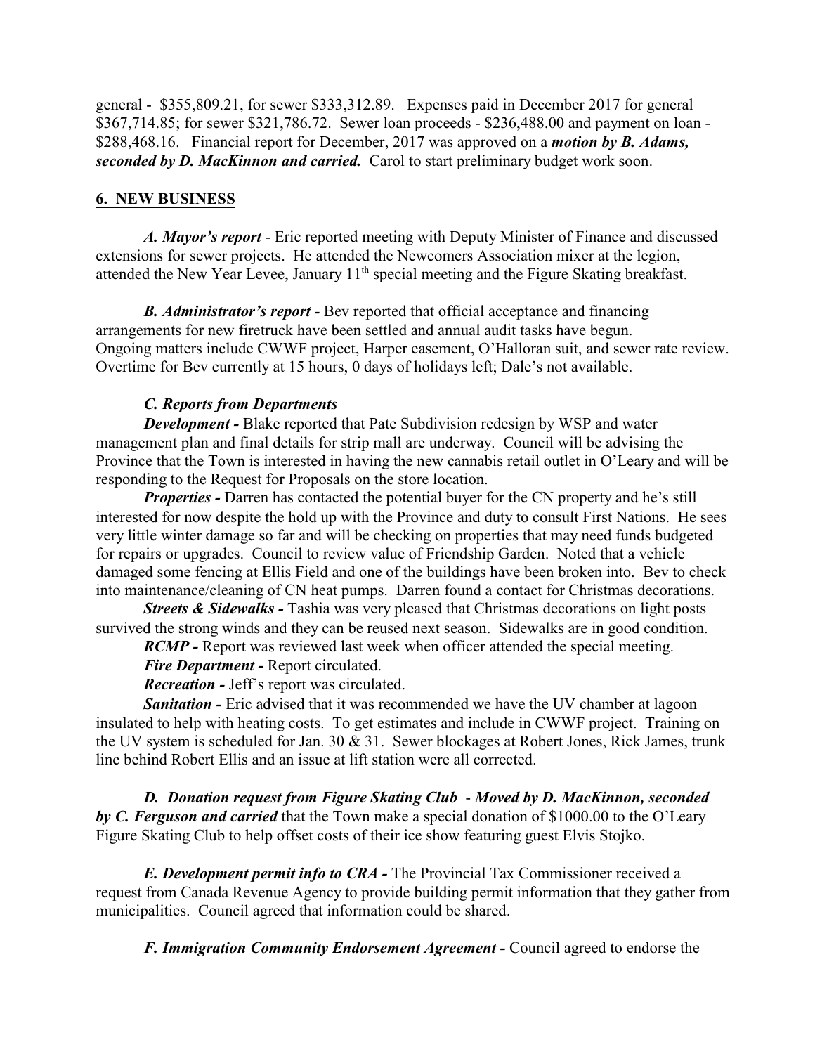general - $355,809.21, for sewer $333,312.89. Expenses paid in December 2017 for general $367,714.85; for sewer $321,786.72. Sewer loan proceeds - $236,488.00 and payment on loan - $288,468.16. Financial report for December, 2017 was approved on a ***motion by B. Adams, seconded by D. MacKinnon and carried.*** Carol to start preliminary budget work soon.

## 6. NEW BUSINESS

***A. Mayor's report*** - Eric reported meeting with Deputy Minister of Finance and discussed extensions for sewer projects. He attended the Newcomers Association mixer at the legion, attended the New Year Levee, January 11th special meeting and the Figure Skating breakfast.

***B. Administrator's report -*** Bev reported that official acceptance and financing arrangements for new firetruck have been settled and annual audit tasks have begun. Ongoing matters include CWWF project, Harper easement, O'Halloran suit, and sewer rate review. Overtime for Bev currently at 15 hours, 0 days of holidays left; Dale's not available.

***C. Reports from Departments***

***Development -*** Blake reported that Pate Subdivision redesign by WSP and water management plan and final details for strip mall are underway. Council will be advising the Province that the Town is interested in having the new cannabis retail outlet in O'Leary and will be responding to the Request for Proposals on the store location.

***Properties -*** Darren has contacted the potential buyer for the CN property and he's still interested for now despite the hold up with the Province and duty to consult First Nations. He sees very little winter damage so far and will be checking on properties that may need funds budgeted for repairs or upgrades. Council to review value of Friendship Garden. Noted that a vehicle damaged some fencing at Ellis Field and one of the buildings have been broken into. Bev to check into maintenance/cleaning of CN heat pumps. Darren found a contact for Christmas decorations.

***Streets & Sidewalks -*** Tashia was very pleased that Christmas decorations on light posts survived the strong winds and they can be reused next season. Sidewalks are in good condition.

***RCMP -*** Report was reviewed last week when officer attended the special meeting.

***Fire Department -*** Report circulated.

***Recreation -*** Jeff's report was circulated.

***Sanitation -*** Eric advised that it was recommended we have the UV chamber at lagoon insulated to help with heating costs. To get estimates and include in CWWF project. Training on the UV system is scheduled for Jan. 30 & 31. Sewer blockages at Robert Jones, Rick James, trunk line behind Robert Ellis and an issue at lift station were all corrected.

***D. Donation request from Figure Skating Club*** - ***Moved by D. MacKinnon, seconded by C. Ferguson and carried*** that the Town make a special donation of $1000.00 to the O'Leary Figure Skating Club to help offset costs of their ice show featuring guest Elvis Stojko.

***E. Development permit info to CRA -*** The Provincial Tax Commissioner received a request from Canada Revenue Agency to provide building permit information that they gather from municipalities. Council agreed that information could be shared.

***F. Immigration Community Endorsement Agreement -*** Council agreed to endorse the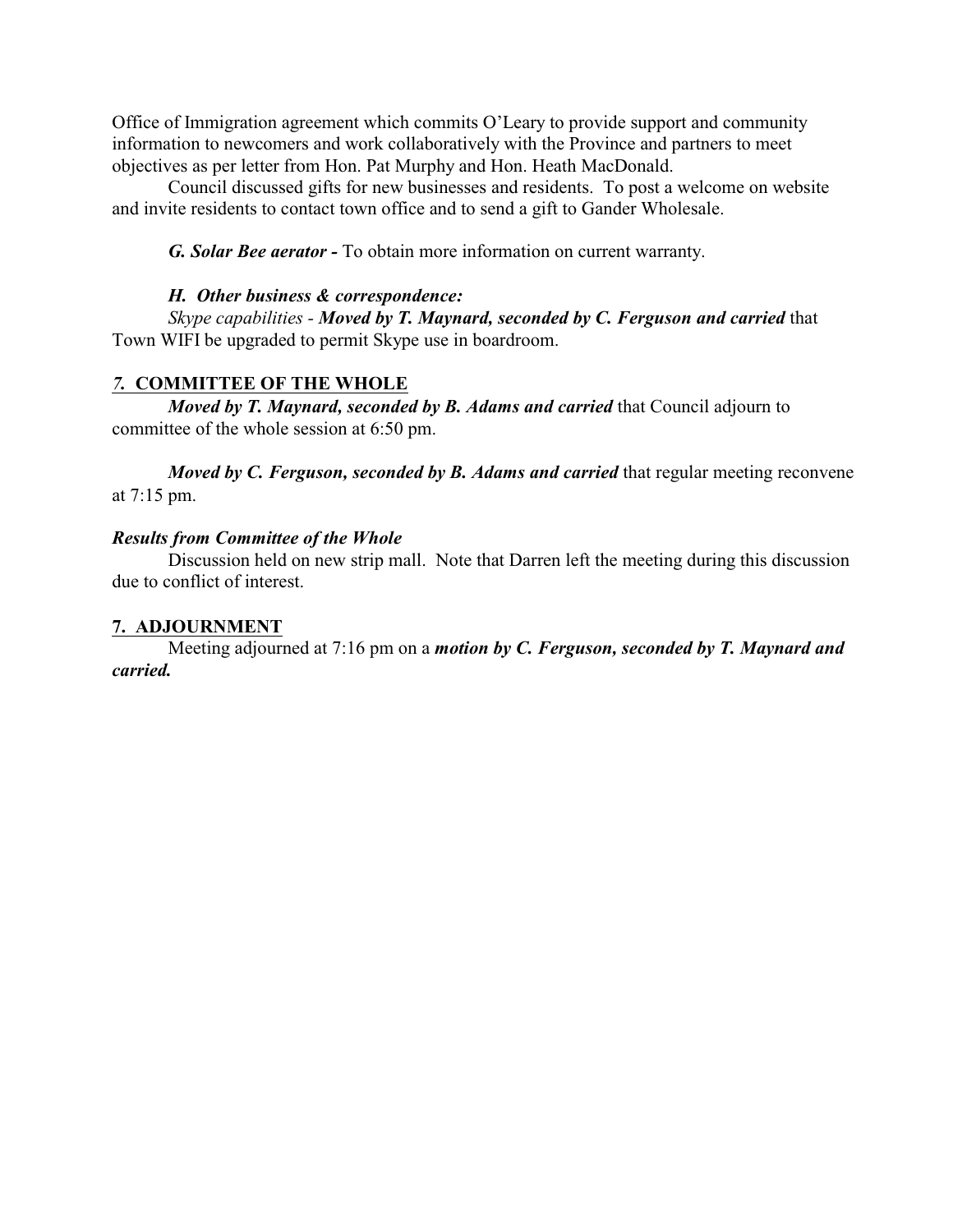Office of Immigration agreement which commits O'Leary to provide support and community information to newcomers and work collaboratively with the Province and partners to meet objectives as per letter from Hon. Pat Murphy and Hon. Heath MacDonald.

Council discussed gifts for new businesses and residents. To post a welcome on website and invite residents to contact town office and to send a gift to Gander Wholesale.

***G. Solar Bee aerator -*** To obtain more information on current warranty.

***H. Other business & correspondence:***

*Skype capabilities* - ***Moved by T. Maynard, seconded by C. Ferguson and carried*** that Town WIFI be upgraded to permit Skype use in boardroom.

**7. COMMITTEE OF THE WHOLE**

***Moved by T. Maynard, seconded by B. Adams and carried*** that Council adjourn to committee of the whole session at 6:50 pm.

***Moved by C. Ferguson, seconded by B. Adams and carried*** that regular meeting reconvene at 7:15 pm.

***Results from Committee of the Whole***

Discussion held on new strip mall. Note that Darren left the meeting during this discussion due to conflict of interest.

**7. ADJOURNMENT**

Meeting adjourned at 7:16 pm on a ***motion by C. Ferguson, seconded by T. Maynard and carried.***